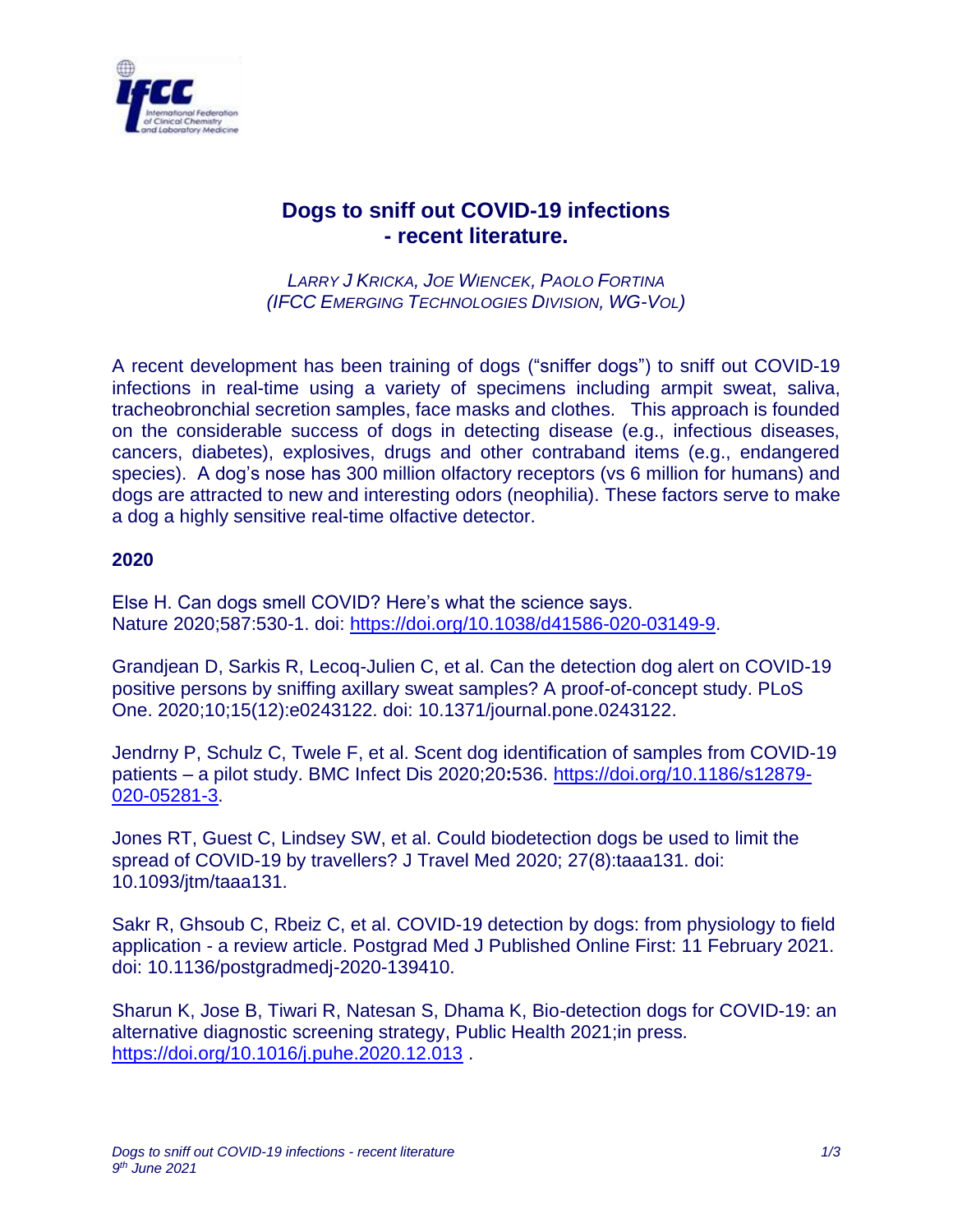# Dogs to sniff out COVID-19 infections - recent literature.

*LARRY J KRICKA, JOE WIENCEK, PAOLO FORTINA*
*(IFCC EMERGING TECHNOLOGIES DIVISION, WG-VOL)*

A recent development has been training of dogs ("sniffer dogs") to sniff out COVID-19 infections in real-time using a variety of specimens including armpit sweat, saliva, tracheobronchial secretion samples, face masks and clothes. This approach is founded on the considerable success of dogs in detecting disease (e.g., infectious diseases, cancers, diabetes), explosives, drugs and other contraband items (e.g., endangered species). A dog's nose has 300 million olfactory receptors (vs 6 million for humans) and dogs are attracted to new and interesting odors (neophilia). These factors serve to make a dog a highly sensitive real-time olfactive detector.

**2020**

Else H. Can dogs smell COVID? Here's what the science says. Nature 2020;587:530-1. doi: https://doi.org/10.1038/d41586-020-03149-9.

Grandjean D, Sarkis R, Lecoq-Julien C, et al. Can the detection dog alert on COVID-19 positive persons by sniffing axillary sweat samples? A proof-of-concept study. PLoS One. 2020;10;15(12):e0243122. doi: 10.1371/journal.pone.0243122.

Jendrny P, Schulz C, Twele F, et al. Scent dog identification of samples from COVID-19 patients – a pilot study. BMC Infect Dis 2020;20**:**536. https://doi.org/10.1186/s12879-020-05281-3.

Jones RT, Guest C, Lindsey SW, et al. Could biodetection dogs be used to limit the spread of COVID-19 by travellers? J Travel Med 2020; 27(8):taaa131. doi: 10.1093/jtm/taaa131.

Sakr R, Ghsoub C, Rbeiz C, et al. COVID-19 detection by dogs: from physiology to field application - a review article. Postgrad Med J Published Online First: 11 February 2021. doi: 10.1136/postgradmedj-2020-139410.

Sharun K, Jose B, Tiwari R, Natesan S, Dhama K, Bio-detection dogs for COVID-19: an alternative diagnostic screening strategy, Public Health 2021;in press. https://doi.org/10.1016/j.puhe.2020.12.013 .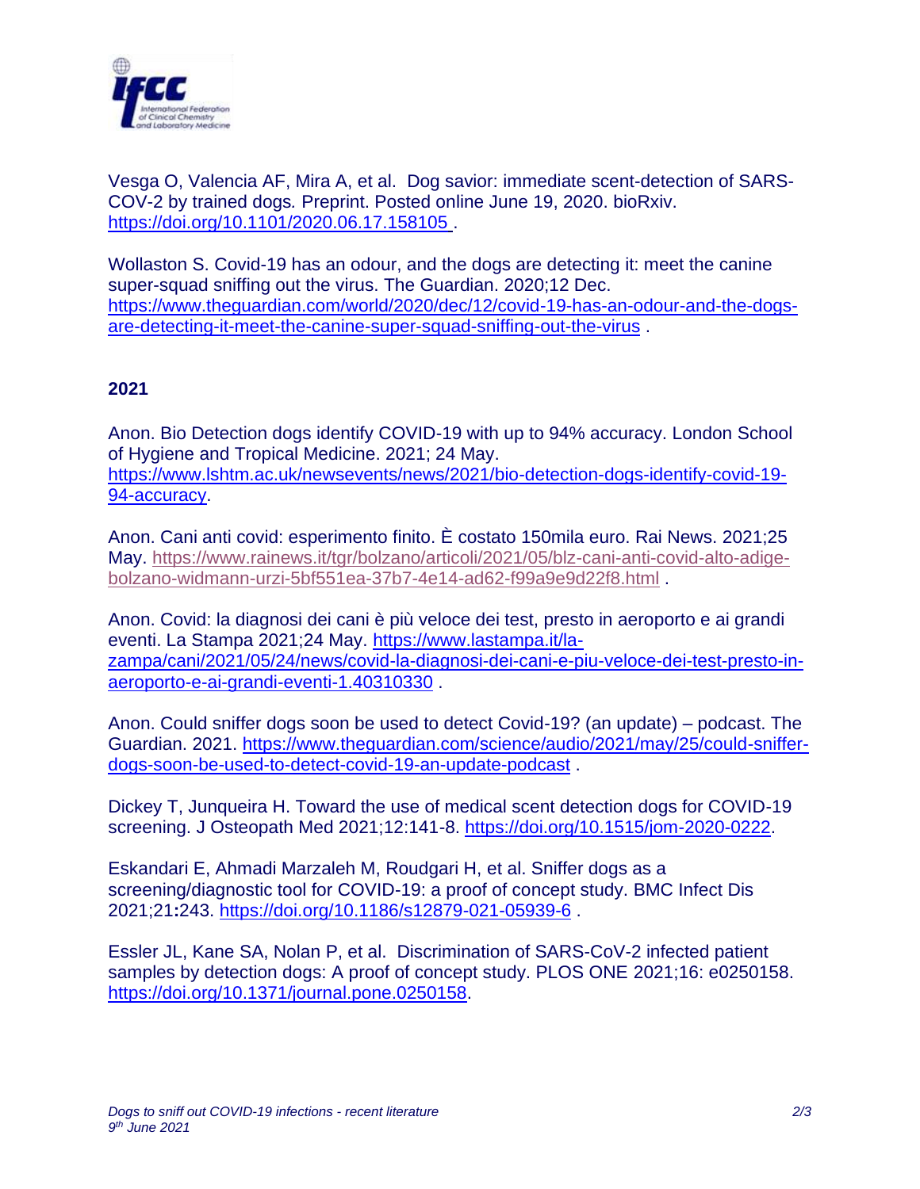Vesga O, Valencia AF, Mira A, et al. Dog savior: immediate scent-detection of SARS-COV-2 by trained dogs. Preprint. Posted online June 19, 2020. bioRxiv. https://doi.org/10.1101/2020.06.17.158105 .

Wollaston S. Covid-19 has an odour, and the dogs are detecting it: meet the canine super-squad sniffing out the virus. The Guardian. 2020;12 Dec. https://www.theguardian.com/world/2020/dec/12/covid-19-has-an-odour-and-the-dogs-are-detecting-it-meet-the-canine-super-squad-sniffing-out-the-virus .

**2021**

Anon. Bio Detection dogs identify COVID-19 with up to 94% accuracy. London School of Hygiene and Tropical Medicine. 2021; 24 May. https://www.lshtm.ac.uk/newsevents/news/2021/bio-detection-dogs-identify-covid-19-94-accuracy.

Anon. Cani anti covid: esperimento finito. È costato 150mila euro. Rai News. 2021;25 May. https://www.rainews.it/tgr/bolzano/articoli/2021/05/blz-cani-anti-covid-alto-adige-bolzano-widmann-urzi-5bf551ea-37b7-4e14-ad62-f99a9e9d22f8.html .

Anon. Covid: la diagnosi dei cani è più veloce dei test, presto in aeroporto e ai grandi eventi. La Stampa 2021;24 May. https://www.lastampa.it/la-zampa/cani/2021/05/24/news/covid-la-diagnosi-dei-cani-e-piu-veloce-dei-test-presto-in-aeroporto-e-ai-grandi-eventi-1.40310330 .

Anon. Could sniffer dogs soon be used to detect Covid-19? (an update) – podcast. The Guardian. 2021. https://www.theguardian.com/science/audio/2021/may/25/could-sniffer-dogs-soon-be-used-to-detect-covid-19-an-update-podcast .

Dickey T, Junqueira H. Toward the use of medical scent detection dogs for COVID-19 screening. J Osteopath Med 2021;12:141-8. https://doi.org/10.1515/jom-2020-0222.

Eskandari E, Ahmadi Marzaleh M, Roudgari H, et al. Sniffer dogs as a screening/diagnostic tool for COVID-19: a proof of concept study. BMC Infect Dis 2021;21**:**243. https://doi.org/10.1186/s12879-021-05939-6 .

Essler JL, Kane SA, Nolan P, et al. Discrimination of SARS-CoV-2 infected patient samples by detection dogs: A proof of concept study. PLOS ONE 2021;16: e0250158. https://doi.org/10.1371/journal.pone.0250158.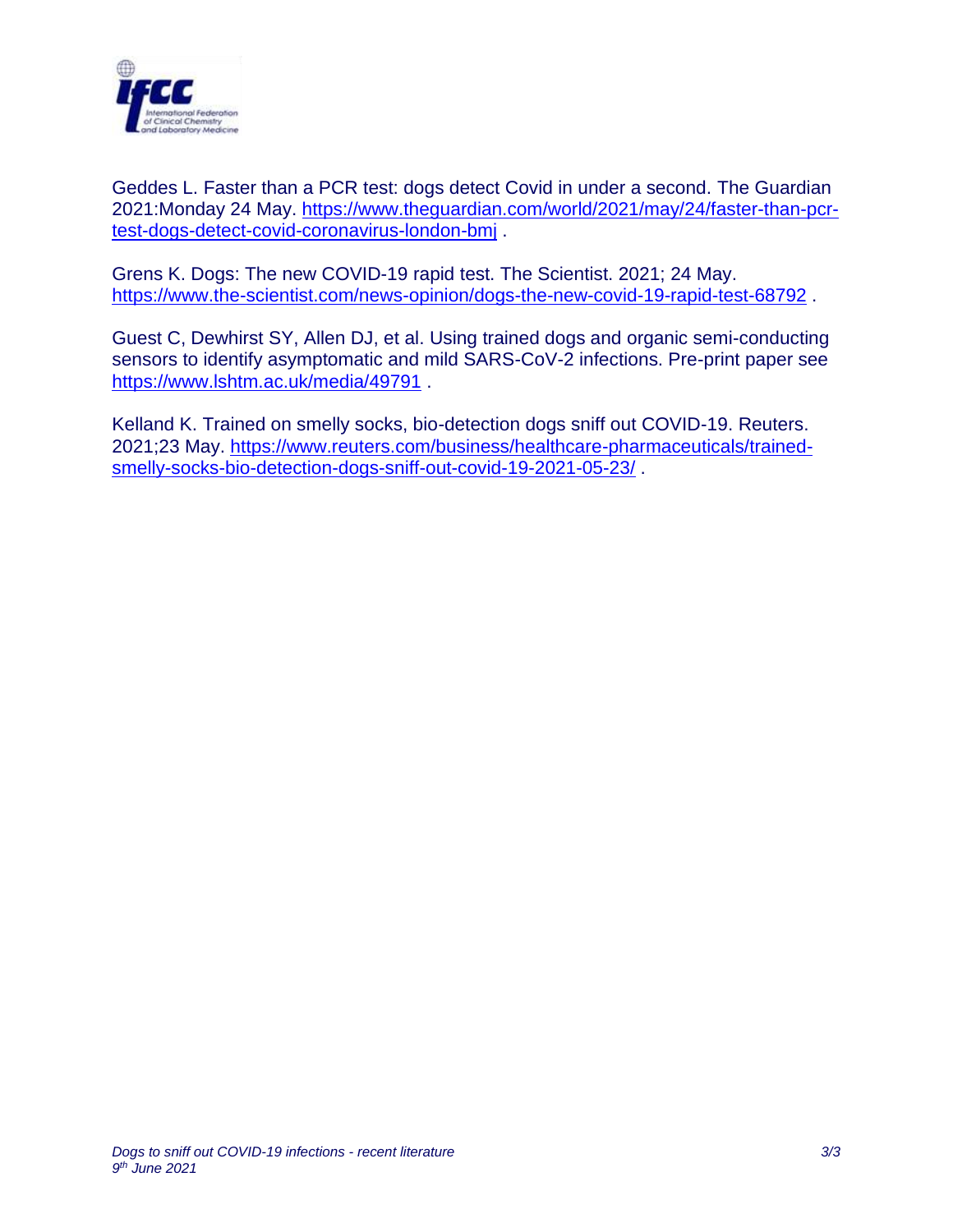Geddes L. Faster than a PCR test: dogs detect Covid in under a second. The Guardian 2021:Monday 24 May. https://www.theguardian.com/world/2021/may/24/faster-than-pcr-test-dogs-detect-covid-coronavirus-london-bmj .

Grens K. Dogs: The new COVID-19 rapid test. The Scientist. 2021; 24 May. https://www.the-scientist.com/news-opinion/dogs-the-new-covid-19-rapid-test-68792 .

Guest C, Dewhirst SY, Allen DJ, et al. Using trained dogs and organic semi-conducting sensors to identify asymptomatic and mild SARS-CoV-2 infections. Pre-print paper see https://www.lshtm.ac.uk/media/49791 .

Kelland K. Trained on smelly socks, bio-detection dogs sniff out COVID-19. Reuters. 2021;23 May. https://www.reuters.com/business/healthcare-pharmaceuticals/trained-smelly-socks-bio-detection-dogs-sniff-out-covid-19-2021-05-23/ .